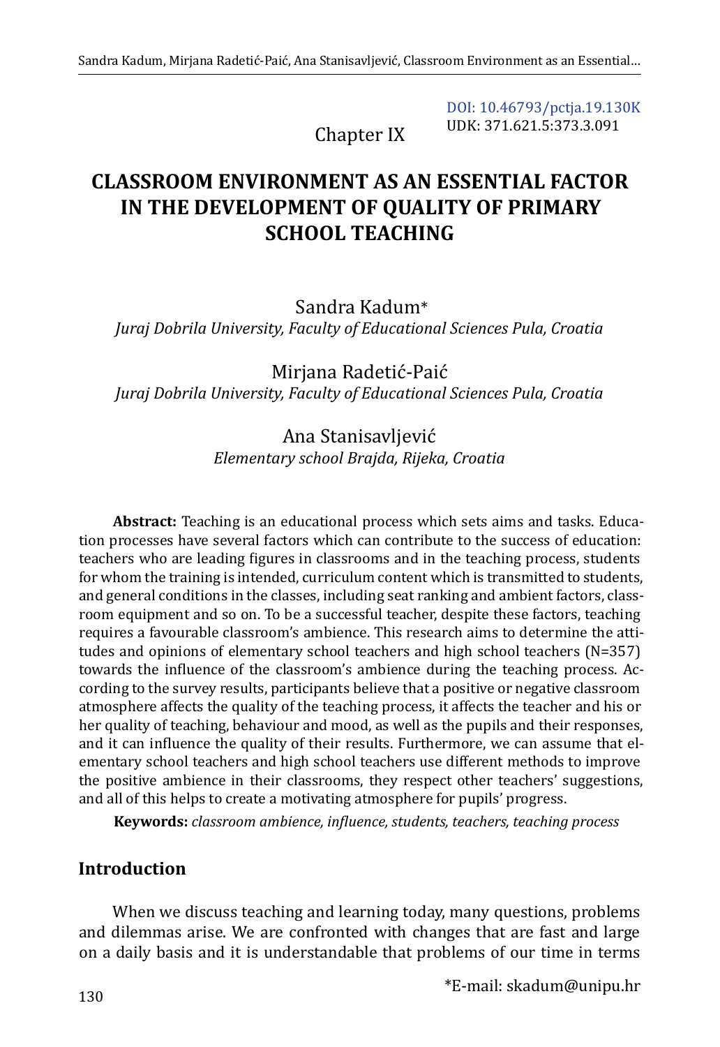DOI: 10.46793/pctja.19.130K
UDK: 371.621.5:373.3.091

Chapter IX

# CLASSROOM ENVIRONMENT AS AN ESSENTIAL FACTOR IN THE DEVELOPMENT OF QUALITY OF PRIMARY SCHOOL TEACHING

Sandra Kadum*
*Juraj Dobrila University, Faculty of Educational Sciences Pula, Croatia*

Mirjana Radetić-Paić
*Juraj Dobrila University, Faculty of Educational Sciences Pula, Croatia*

Ana Stanisavljević
*Elementary school Brajda, Rijeka, Croatia*

**Abstract:** Teaching is an educational process which sets aims and tasks. Education processes have several factors which can contribute to the success of education: teachers who are leading figures in classrooms and in the teaching process, students for whom the training is intended, curriculum content which is transmitted to students, and general conditions in the classes, including seat ranking and ambient factors, classroom equipment and so on. To be a successful teacher, despite these factors, teaching requires a favourable classroom's ambience. This research aims to determine the attitudes and opinions of elementary school teachers and high school teachers (N=357) towards the influence of the classroom's ambience during the teaching process. According to the survey results, participants believe that a positive or negative classroom atmosphere affects the quality of the teaching process, it affects the teacher and his or her quality of teaching, behaviour and mood, as well as the pupils and their responses, and it can influence the quality of their results. Furthermore, we can assume that elementary school teachers and high school teachers use different methods to improve the positive ambience in their classrooms, they respect other teachers' suggestions, and all of this helps to create a motivating atmosphere for pupils' progress.

**Keywords:** *classroom ambience, influence, students, teachers, teaching process*

## Introduction

When we discuss teaching and learning today, many questions, problems and dilemmas arise. We are confronted with changes that are fast and large on a daily basis and it is understandable that problems of our time in terms

*E-mail: skadum@unipu.hr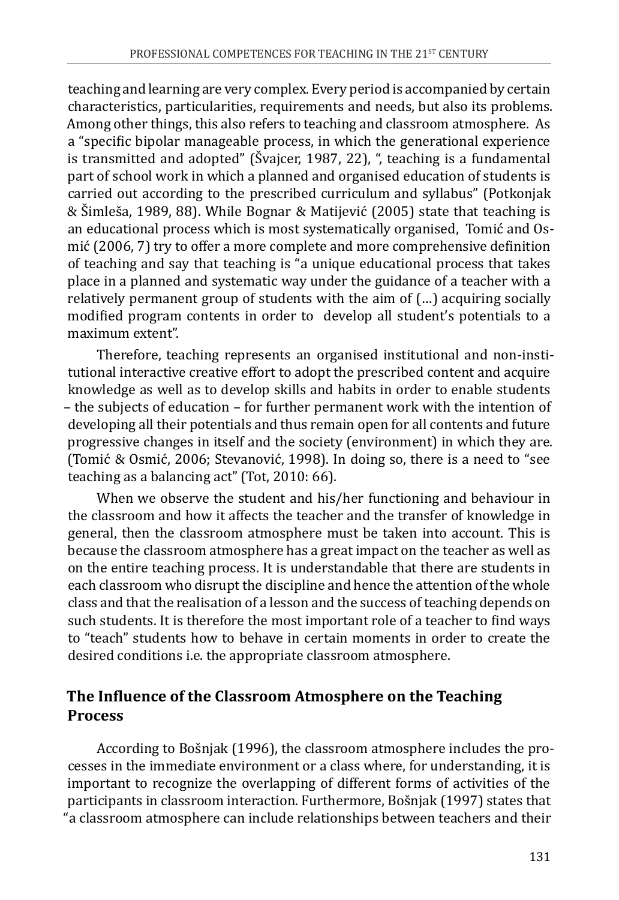teaching and learning are very complex. Every period is accompanied by certain characteristics, particularities, requirements and needs, but also its problems. Among other things, this also refers to teaching and classroom atmosphere. As a "specific bipolar manageable process, in which the generational experience is transmitted and adopted" (Švajcer, 1987, 22), ", teaching is a fundamental part of school work in which a planned and organised education of students is carried out according to the prescribed curriculum and syllabus" (Potkonjak & Šimleša, 1989, 88). While Bognar & Matijević (2005) state that teaching is an educational process which is most systematically organised, Tomić and Osmić (2006, 7) try to offer a more complete and more comprehensive definition of teaching and say that teaching is "a unique educational process that takes place in a planned and systematic way under the guidance of a teacher with a relatively permanent group of students with the aim of (...) acquiring socially modified program contents in order to develop all student's potentials to a maximum extent".

Therefore, teaching represents an organised institutional and non-institutional interactive creative effort to adopt the prescribed content and acquire knowledge as well as to develop skills and habits in order to enable students – the subjects of education – for further permanent work with the intention of developing all their potentials and thus remain open for all contents and future progressive changes in itself and the society (environment) in which they are. (Tomić & Osmić, 2006; Stevanović, 1998). In doing so, there is a need to "see teaching as a balancing act" (Tot, 2010: 66).

When we observe the student and his/her functioning and behaviour in the classroom and how it affects the teacher and the transfer of knowledge in general, then the classroom atmosphere must be taken into account. This is because the classroom atmosphere has a great impact on the teacher as well as on the entire teaching process. It is understandable that there are students in each classroom who disrupt the discipline and hence the attention of the whole class and that the realisation of a lesson and the success of teaching depends on such students. It is therefore the most important role of a teacher to find ways to "teach" students how to behave in certain moments in order to create the desired conditions i.e. the appropriate classroom atmosphere.

## The Influence of the Classroom Atmosphere on the Teaching Process

According to Bošnjak (1996), the classroom atmosphere includes the processes in the immediate environment or a class where, for understanding, it is important to recognize the overlapping of different forms of activities of the participants in classroom interaction. Furthermore, Bošnjak (1997) states that "a classroom atmosphere can include relationships between teachers and their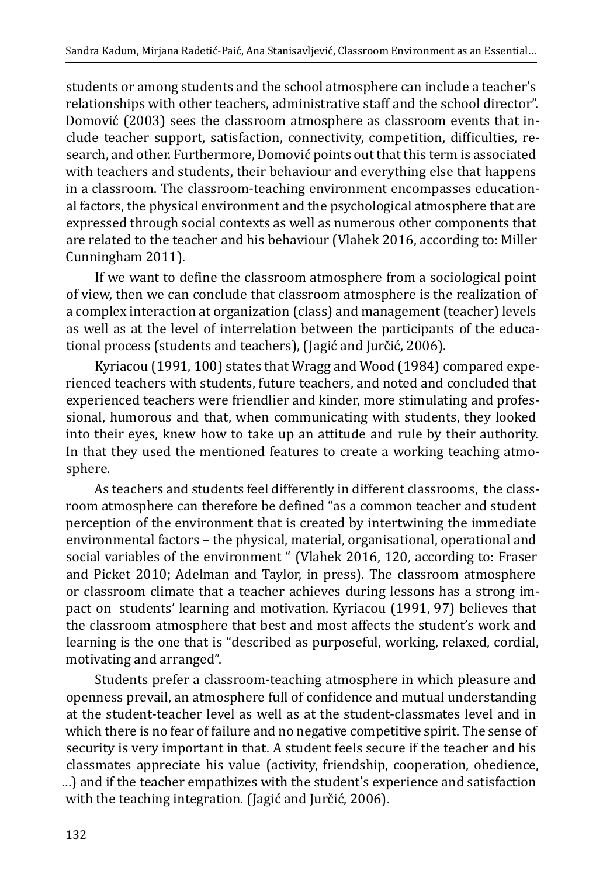students or among students and the school atmosphere can include a teacher's relationships with other teachers, administrative staff and the school director". Domović (2003) sees the classroom atmosphere as classroom events that include teacher support, satisfaction, connectivity, competition, difficulties, research, and other. Furthermore, Domović points out that this term is associated with teachers and students, their behaviour and everything else that happens in a classroom. The classroom-teaching environment encompasses educational factors, the physical environment and the psychological atmosphere that are expressed through social contexts as well as numerous other components that are related to the teacher and his behaviour (Vlahek 2016, according to: Miller Cunningham 2011).

If we want to define the classroom atmosphere from a sociological point of view, then we can conclude that classroom atmosphere is the realization of a complex interaction at organization (class) and management (teacher) levels as well as at the level of interrelation between the participants of the educational process (students and teachers), (Jagić and Jurčić, 2006).

Kyriacou (1991, 100) states that Wragg and Wood (1984) compared experienced teachers with students, future teachers, and noted and concluded that experienced teachers were friendlier and kinder, more stimulating and professional, humorous and that, when communicating with students, they looked into their eyes, knew how to take up an attitude and rule by their authority. In that they used the mentioned features to create a working teaching atmosphere.

As teachers and students feel differently in different classrooms, the classroom atmosphere can therefore be defined "as a common teacher and student perception of the environment that is created by intertwining the immediate environmental factors – the physical, material, organisational, operational and social variables of the environment " (Vlahek 2016, 120, according to: Fraser and Picket 2010; Adelman and Taylor, in press). The classroom atmosphere or classroom climate that a teacher achieves during lessons has a strong impact on students' learning and motivation. Kyriacou (1991, 97) believes that the classroom atmosphere that best and most affects the student's work and learning is the one that is "described as purposeful, working, relaxed, cordial, motivating and arranged".

Students prefer a classroom-teaching atmosphere in which pleasure and openness prevail, an atmosphere full of confidence and mutual understanding at the student-teacher level as well as at the student-classmates level and in which there is no fear of failure and no negative competitive spirit. The sense of security is very important in that. A student feels secure if the teacher and his classmates appreciate his value (activity, friendship, cooperation, obedience, …) and if the teacher empathizes with the student's experience and satisfaction with the teaching integration. (Jagić and Jurčić, 2006).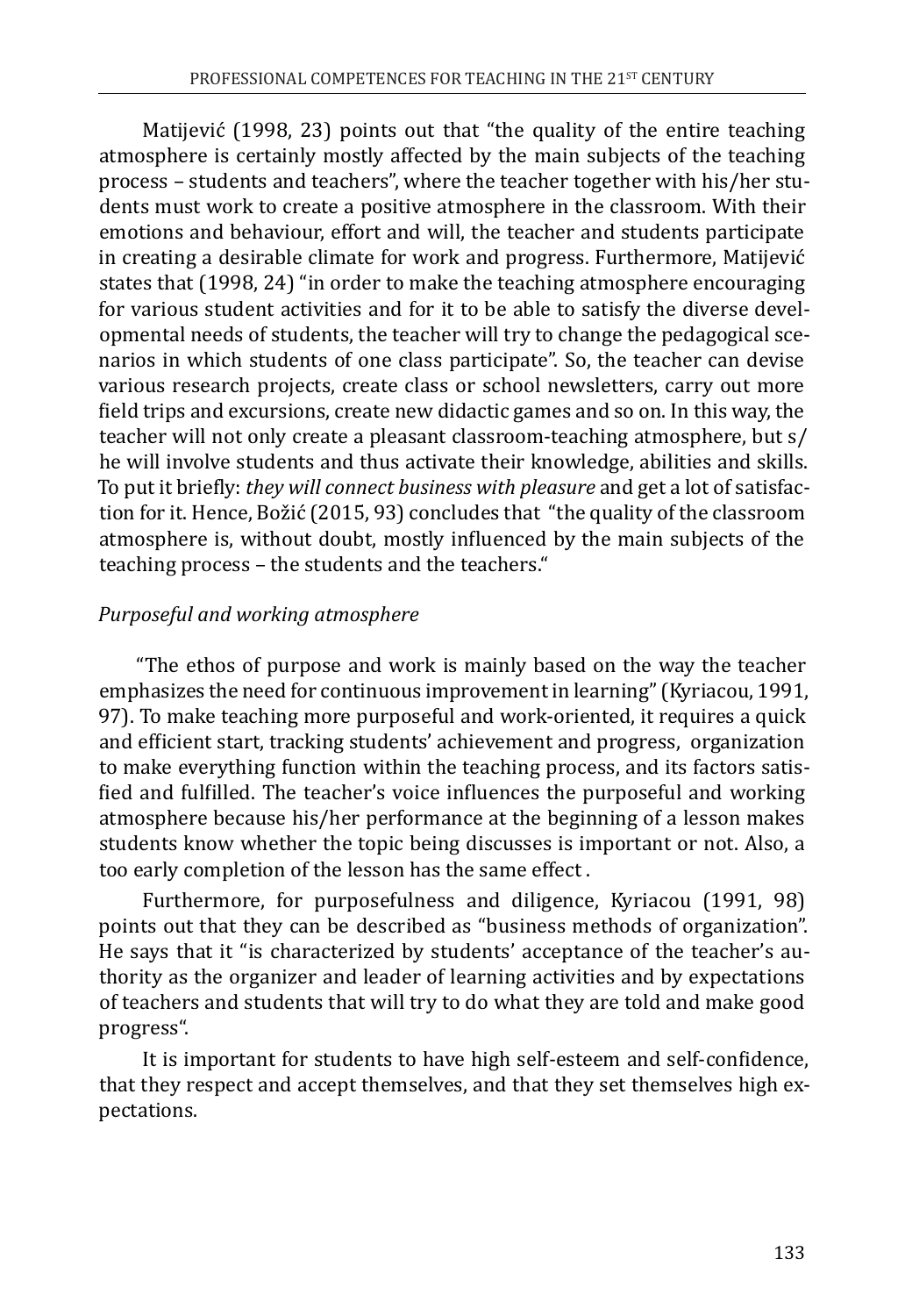Matijević (1998, 23) points out that "the quality of the entire teaching atmosphere is certainly mostly affected by the main subjects of the teaching process – students and teachers", where the teacher together with his/her students must work to create a positive atmosphere in the classroom. With their emotions and behaviour, effort and will, the teacher and students participate in creating a desirable climate for work and progress. Furthermore, Matijević states that (1998, 24) "in order to make the teaching atmosphere encouraging for various student activities and for it to be able to satisfy the diverse developmental needs of students, the teacher will try to change the pedagogical scenarios in which students of one class participate". So, the teacher can devise various research projects, create class or school newsletters, carry out more field trips and excursions, create new didactic games and so on. In this way, the teacher will not only create a pleasant classroom-teaching atmosphere, but s/he will involve students and thus activate their knowledge, abilities and skills. To put it briefly: *they will connect business with pleasure* and get a lot of satisfaction for it. Hence, Božić (2015, 93) concludes that "the quality of the classroom atmosphere is, without doubt, mostly influenced by the main subjects of the teaching process – the students and the teachers."

*Purposeful and working atmosphere*

"The ethos of purpose and work is mainly based on the way the teacher emphasizes the need for continuous improvement in learning" (Kyriacou, 1991, 97). To make teaching more purposeful and work-oriented, it requires a quick and efficient start, tracking students' achievement and progress, organization to make everything function within the teaching process, and its factors satisfied and fulfilled. The teacher's voice influences the purposeful and working atmosphere because his/her performance at the beginning of a lesson makes students know whether the topic being discusses is important or not. Also, a too early completion of the lesson has the same effect .

Furthermore, for purposefulness and diligence, Kyriacou (1991, 98) points out that they can be described as "business methods of organization". He says that it "is characterized by students' acceptance of the teacher's authority as the organizer and leader of learning activities and by expectations of teachers and students that will try to do what they are told and make good progress".

It is important for students to have high self-esteem and self-confidence, that they respect and accept themselves, and that they set themselves high expectations.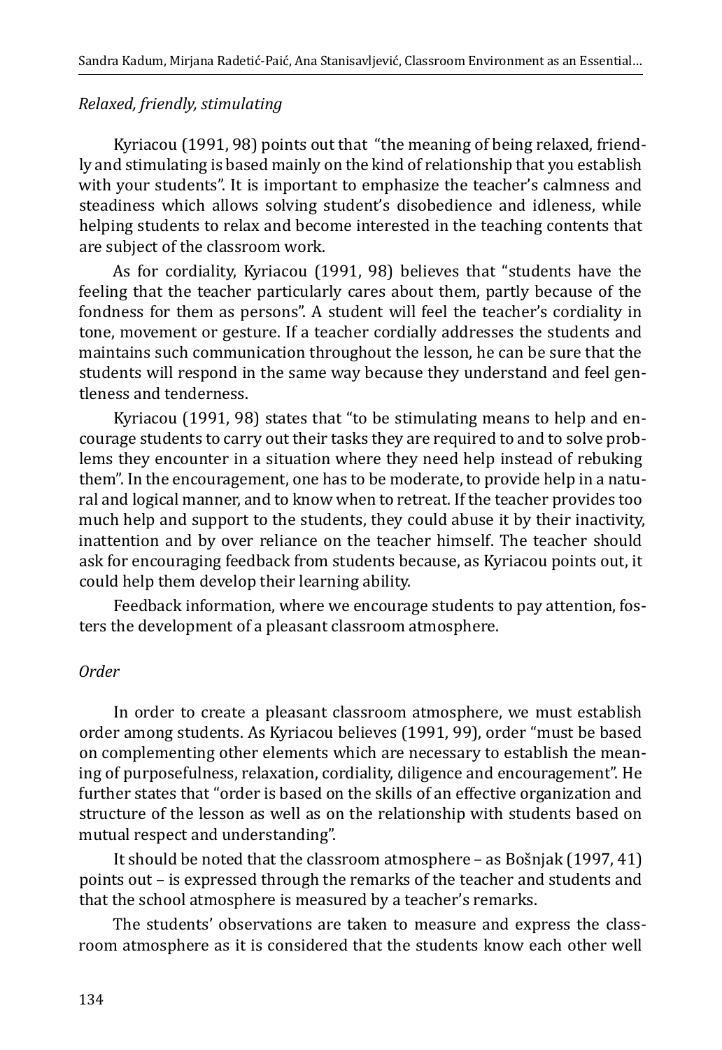*Relaxed, friendly, stimulating*

Kyriacou (1991, 98) points out that "the meaning of being relaxed, friendly and stimulating is based mainly on the kind of relationship that you establish with your students". It is important to emphasize the teacher's calmness and steadiness which allows solving student's disobedience and idleness, while helping students to relax and become interested in the teaching contents that are subject of the classroom work.

As for cordiality, Kyriacou (1991, 98) believes that "students have the feeling that the teacher particularly cares about them, partly because of the fondness for them as persons". A student will feel the teacher's cordiality in tone, movement or gesture. If a teacher cordially addresses the students and maintains such communication throughout the lesson, he can be sure that the students will respond in the same way because they understand and feel gentleness and tenderness.

Kyriacou (1991, 98) states that "to be stimulating means to help and encourage students to carry out their tasks they are required to and to solve problems they encounter in a situation where they need help instead of rebuking them". In the encouragement, one has to be moderate, to provide help in a natural and logical manner, and to know when to retreat. If the teacher provides too much help and support to the students, they could abuse it by their inactivity, inattention and by over reliance on the teacher himself. The teacher should ask for encouraging feedback from students because, as Kyriacou points out, it could help them develop their learning ability.

Feedback information, where we encourage students to pay attention, fosters the development of a pleasant classroom atmosphere.

*Order*

In order to create a pleasant classroom atmosphere, we must establish order among students. As Kyriacou believes (1991, 99), order "must be based on complementing other elements which are necessary to establish the meaning of purposefulness, relaxation, cordiality, diligence and encouragement". He further states that "order is based on the skills of an effective organization and structure of the lesson as well as on the relationship with students based on mutual respect and understanding".

It should be noted that the classroom atmosphere – as Bošnjak (1997, 41) points out – is expressed through the remarks of the teacher and students and that the school atmosphere is measured by a teacher's remarks.

The students' observations are taken to measure and express the classroom atmosphere as it is considered that the students know each other well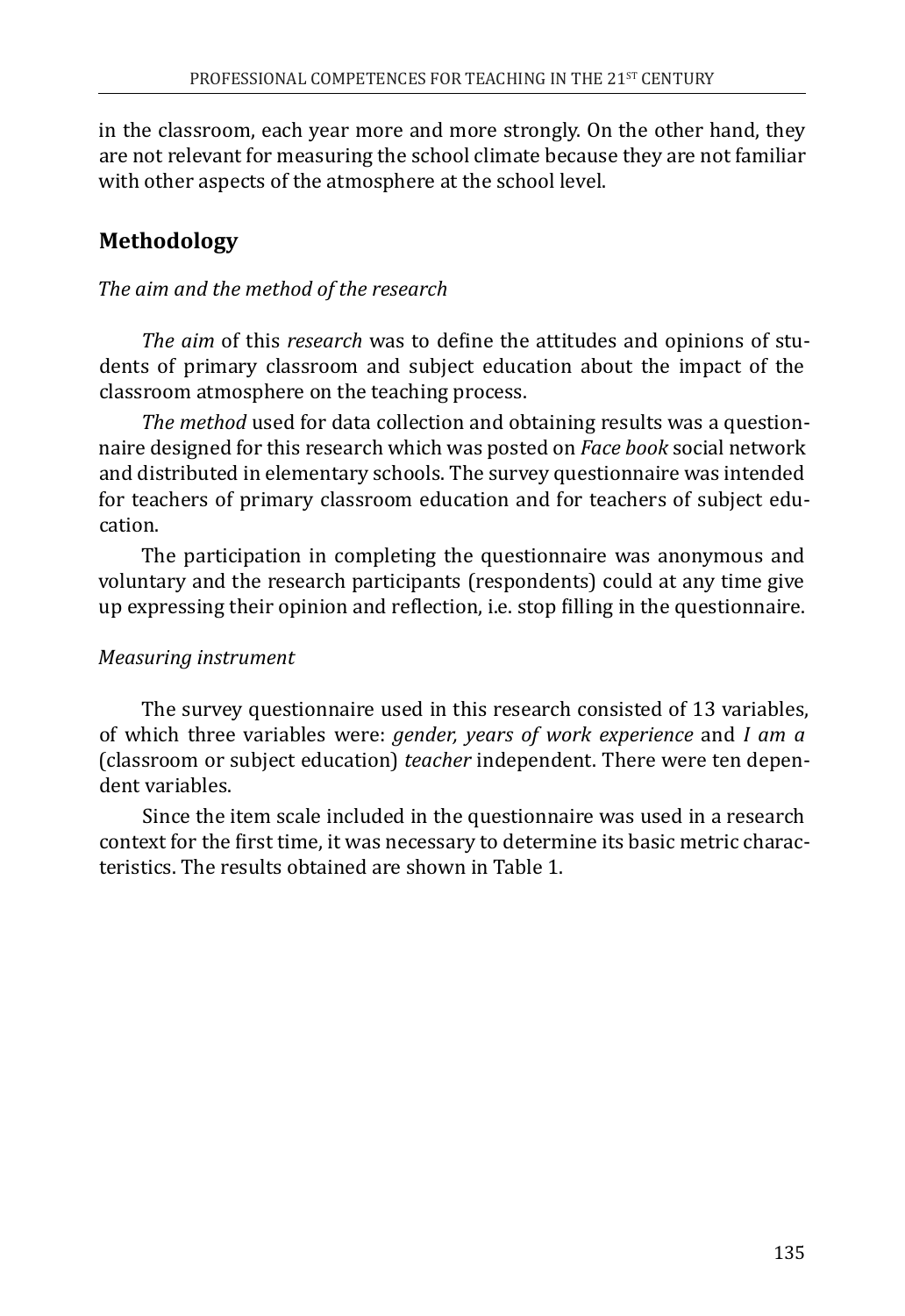in the classroom, each year more and more strongly. On the other hand, they are not relevant for measuring the school climate because they are not familiar with other aspects of the atmosphere at the school level.

## Methodology

*The aim and the method of the research*

*The aim* of this *research* was to define the attitudes and opinions of students of primary classroom and subject education about the impact of the classroom atmosphere on the teaching process.

*The method* used for data collection and obtaining results was a questionnaire designed for this research which was posted on *Face book* social network and distributed in elementary schools. The survey questionnaire was intended for teachers of primary classroom education and for teachers of subject education.

The participation in completing the questionnaire was anonymous and voluntary and the research participants (respondents) could at any time give up expressing their opinion and reflection, i.e. stop filling in the questionnaire.

*Measuring instrument*

The survey questionnaire used in this research consisted of 13 variables, of which three variables were: *gender, years of work experience* and *I am a* (classroom or subject education) *teacher* independent. There were ten dependent variables.

Since the item scale included in the questionnaire was used in a research context for the first time, it was necessary to determine its basic metric characteristics. The results obtained are shown in Table 1.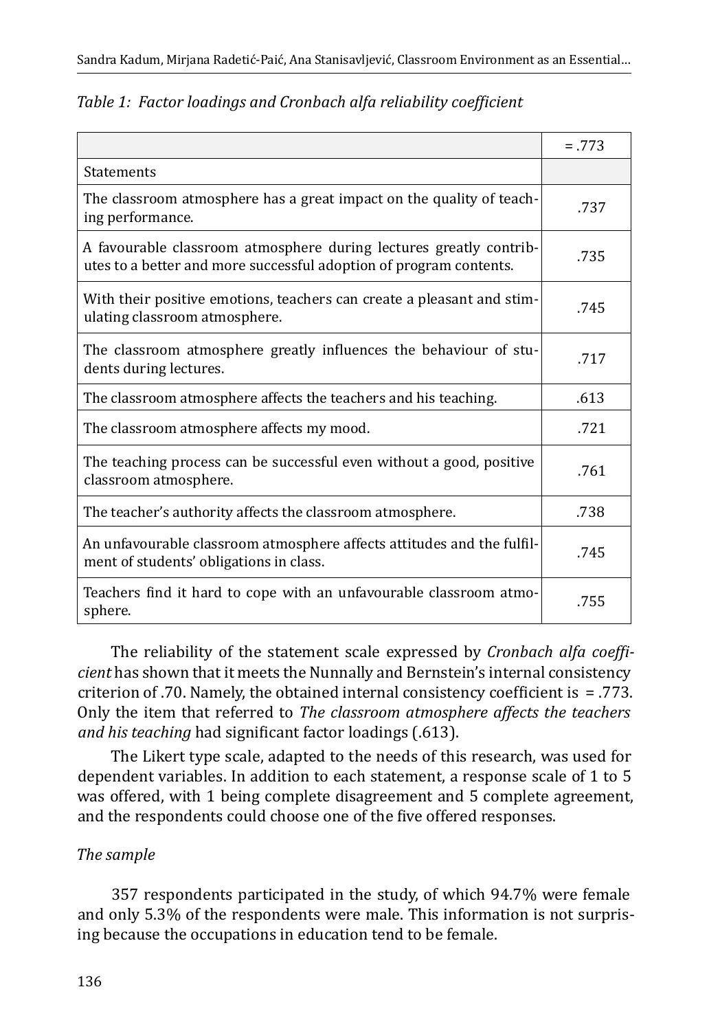*Table 1: Factor loadings and Cronbach alfa reliability coefficient*

| | = .773 |
|---|---|
| Statements | |
| The classroom atmosphere has a great impact on the quality of teaching performance. | .737 |
| A favourable classroom atmosphere during lectures greatly contributes to a better and more successful adoption of program contents. | .735 |
| With their positive emotions, teachers can create a pleasant and stimulating classroom atmosphere. | .745 |
| The classroom atmosphere greatly influences the behaviour of students during lectures. | .717 |
| The classroom atmosphere affects the teachers and his teaching. | .613 |
| The classroom atmosphere affects my mood. | .721 |
| The teaching process can be successful even without a good, positive classroom atmosphere. | .761 |
| The teacher's authority affects the classroom atmosphere. | .738 |
| An unfavourable classroom atmosphere affects attitudes and the fulfilment of students' obligations in class. | .745 |
| Teachers find it hard to cope with an unfavourable classroom atmosphere. | .755 |

The reliability of the statement scale expressed by *Cronbach alfa coefficient* has shown that it meets the Nunnally and Bernstein's internal consistency criterion of .70. Namely, the obtained internal consistency coefficient is = .773. Only the item that referred to *The classroom atmosphere affects the teachers and his teaching* had significant factor loadings (.613).

The Likert type scale, adapted to the needs of this research, was used for dependent variables. In addition to each statement, a response scale of 1 to 5 was offered, with 1 being complete disagreement and 5 complete agreement, and the respondents could choose one of the five offered responses.

*The sample*

357 respondents participated in the study, of which 94.7% were female and only 5.3% of the respondents were male. This information is not surprising because the occupations in education tend to be female.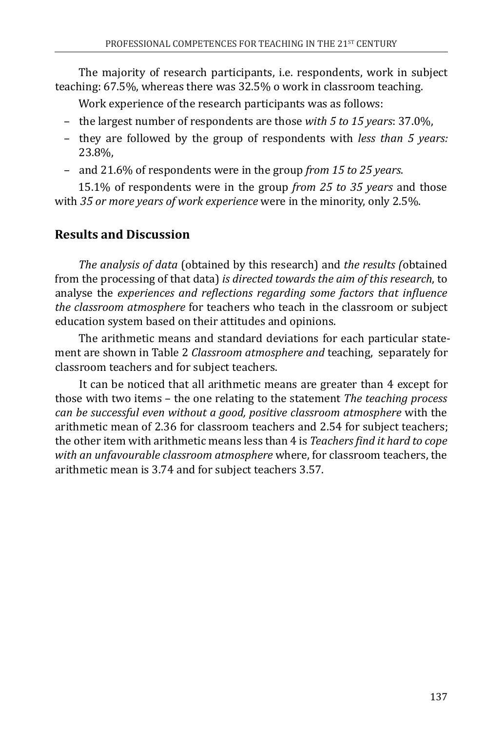The majority of research participants, i.e. respondents, work in subject teaching: 67.5%, whereas there was 32.5% o work in classroom teaching.

Work experience of the research participants was as follows:

- the largest number of respondents are those *with 5 to 15 years*: 37.0%,
- they are followed by the group of respondents with *less than 5 years:* 23.8%,
- and 21.6% of respondents were in the group *from 15 to 25 years*.

15.1% of respondents were in the group *from 25 to 35 years* and those with *35 or more years of work experience* were in the minority, only 2.5%.

## Results and Discussion

*The analysis of data* (obtained by this research) and *the results (*obtained from the processing of that data) *is directed towards the aim of this research*, to analyse the *experiences and reflections regarding some factors that influence the classroom atmosphere* for teachers who teach in the classroom or subject education system based on their attitudes and opinions.

The arithmetic means and standard deviations for each particular statement are shown in Table 2 *Classroom atmosphere and* teaching, separately for classroom teachers and for subject teachers.

It can be noticed that all arithmetic means are greater than 4 except for those with two items – the one relating to the statement *The teaching process can be successful even without a good, positive classroom atmosphere* with the arithmetic mean of 2.36 for classroom teachers and 2.54 for subject teachers; the other item with arithmetic means less than 4 is *Teachers find it hard to cope with an unfavourable classroom atmosphere* where, for classroom teachers, the arithmetic mean is 3.74 and for subject teachers 3.57.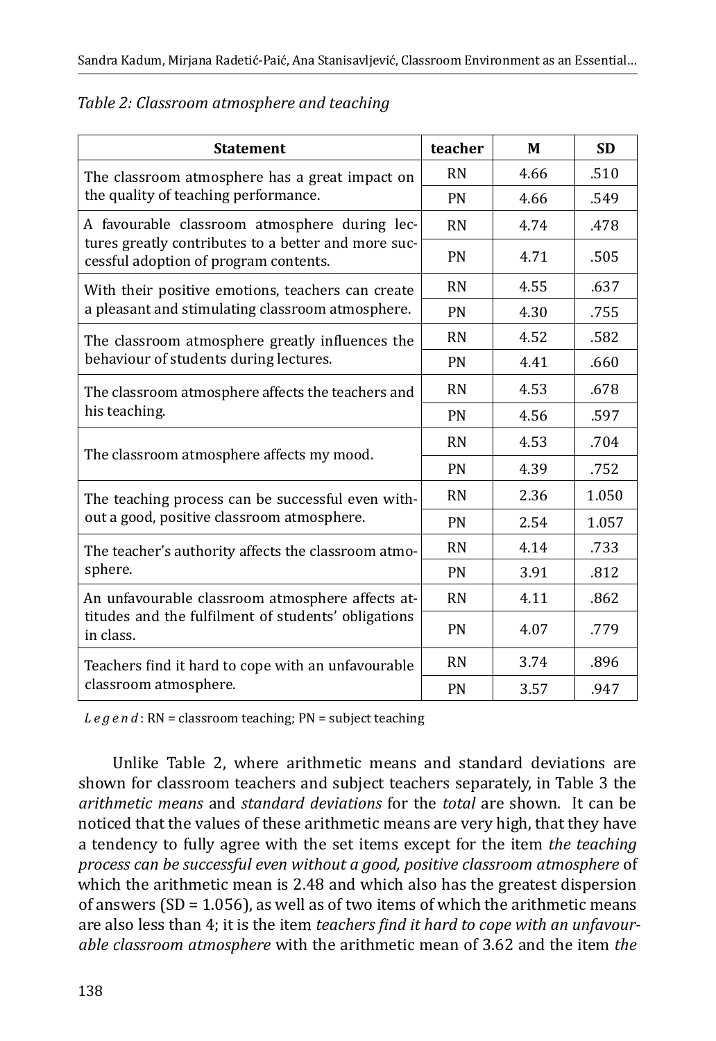*Table 2: Classroom atmosphere and teaching*

| Statement | teacher | M | SD |
|---|---|---|---|
| The classroom atmosphere has a great impact on the quality of teaching performance. | RN | 4.66 | .510 |
| | PN | 4.66 | .549 |
| A favourable classroom atmosphere during lectures greatly contributes to a better and more successful adoption of program contents. | RN | 4.74 | .478 |
| | PN | 4.71 | .505 |
| With their positive emotions, teachers can create a pleasant and stimulating classroom atmosphere. | RN | 4.55 | .637 |
| | PN | 4.30 | .755 |
| The classroom atmosphere greatly influences the behaviour of students during lectures. | RN | 4.52 | .582 |
| | PN | 4.41 | .660 |
| The classroom atmosphere affects the teachers and his teaching. | RN | 4.53 | .678 |
| | PN | 4.56 | .597 |
| The classroom atmosphere affects my mood. | RN | 4.53 | .704 |
| | PN | 4.39 | .752 |
| The teaching process can be successful even without a good, positive classroom atmosphere. | RN | 2.36 | 1.050 |
| | PN | 2.54 | 1.057 |
| The teacher's authority affects the classroom atmosphere. | RN | 4.14 | .733 |
| | PN | 3.91 | .812 |
| An unfavourable classroom atmosphere affects attitudes and the fulfilment of students' obligations in class. | RN | 4.11 | .862 |
| | PN | 4.07 | .779 |
| Teachers find it hard to cope with an unfavourable classroom atmosphere. | RN | 3.74 | .896 |
| | PN | 3.57 | .947 |

*Legend*: RN = classroom teaching; PN = subject teaching

Unlike Table 2, where arithmetic means and standard deviations are shown for classroom teachers and subject teachers separately, in Table 3 the *arithmetic means* and *standard deviations* for the *total* are shown. It can be noticed that the values of these arithmetic means are very high, that they have a tendency to fully agree with the set items except for the item *the teaching process can be successful even without a good, positive classroom atmosphere* of which the arithmetic mean is 2.48 and which also has the greatest dispersion of answers (SD = 1.056), as well as of two items of which the arithmetic means are also less than 4; it is the item *teachers find it hard to cope with an unfavourable classroom atmosphere* with the arithmetic mean of 3.62 and the item *the*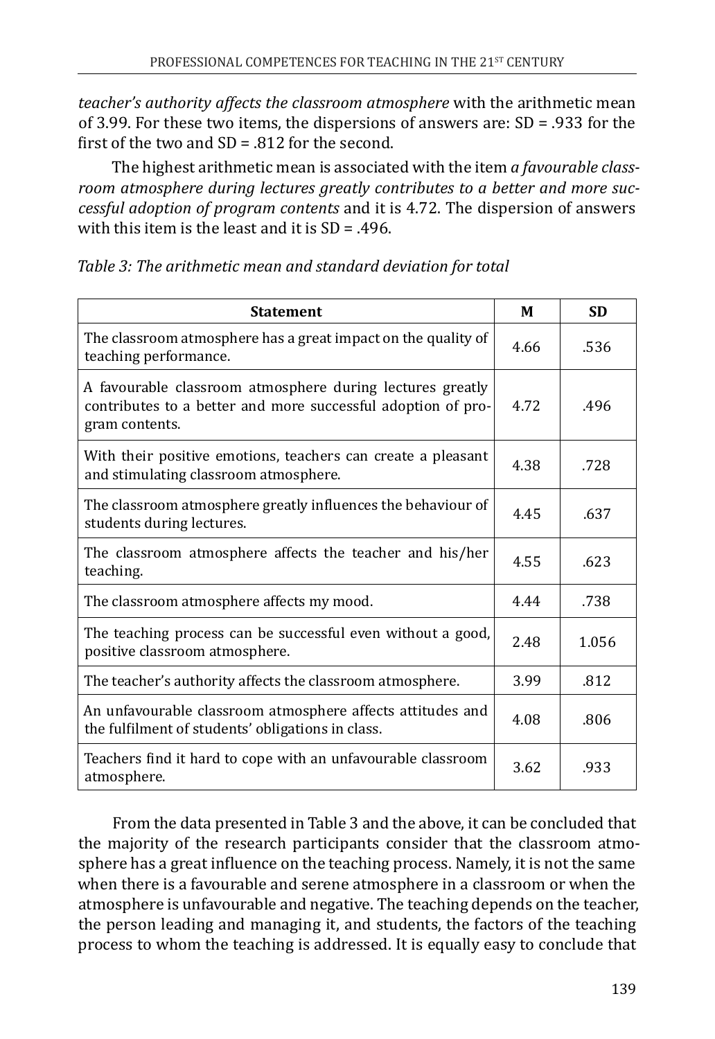*teacher's authority affects the classroom atmosphere* with the arithmetic mean of 3.99. For these two items, the dispersions of answers are: SD = .933 for the first of the two and SD = .812 for the second.

The highest arithmetic mean is associated with the item *a favourable classroom atmosphere during lectures greatly contributes to a better and more successful adoption of program contents* and it is 4.72. The dispersion of answers with this item is the least and it is SD = .496.

*Table 3: The arithmetic mean and standard deviation for total*

| Statement | M | SD |
|---|---|---|
| The classroom atmosphere has a great impact on the quality of teaching performance. | 4.66 | .536 |
| A favourable classroom atmosphere during lectures greatly contributes to a better and more successful adoption of program contents. | 4.72 | .496 |
| With their positive emotions, teachers can create a pleasant and stimulating classroom atmosphere. | 4.38 | .728 |
| The classroom atmosphere greatly influences the behaviour of students during lectures. | 4.45 | .637 |
| The classroom atmosphere affects the teacher and his/her teaching. | 4.55 | .623 |
| The classroom atmosphere affects my mood. | 4.44 | .738 |
| The teaching process can be successful even without a good, positive classroom atmosphere. | 2.48 | 1.056 |
| The teacher's authority affects the classroom atmosphere. | 3.99 | .812 |
| An unfavourable classroom atmosphere affects attitudes and the fulfilment of students' obligations in class. | 4.08 | .806 |
| Teachers find it hard to cope with an unfavourable classroom atmosphere. | 3.62 | .933 |

From the data presented in Table 3 and the above, it can be concluded that the majority of the research participants consider that the classroom atmosphere has a great influence on the teaching process. Namely, it is not the same when there is a favourable and serene atmosphere in a classroom or when the atmosphere is unfavourable and negative. The teaching depends on the teacher, the person leading and managing it, and students, the factors of the teaching process to whom the teaching is addressed. It is equally easy to conclude that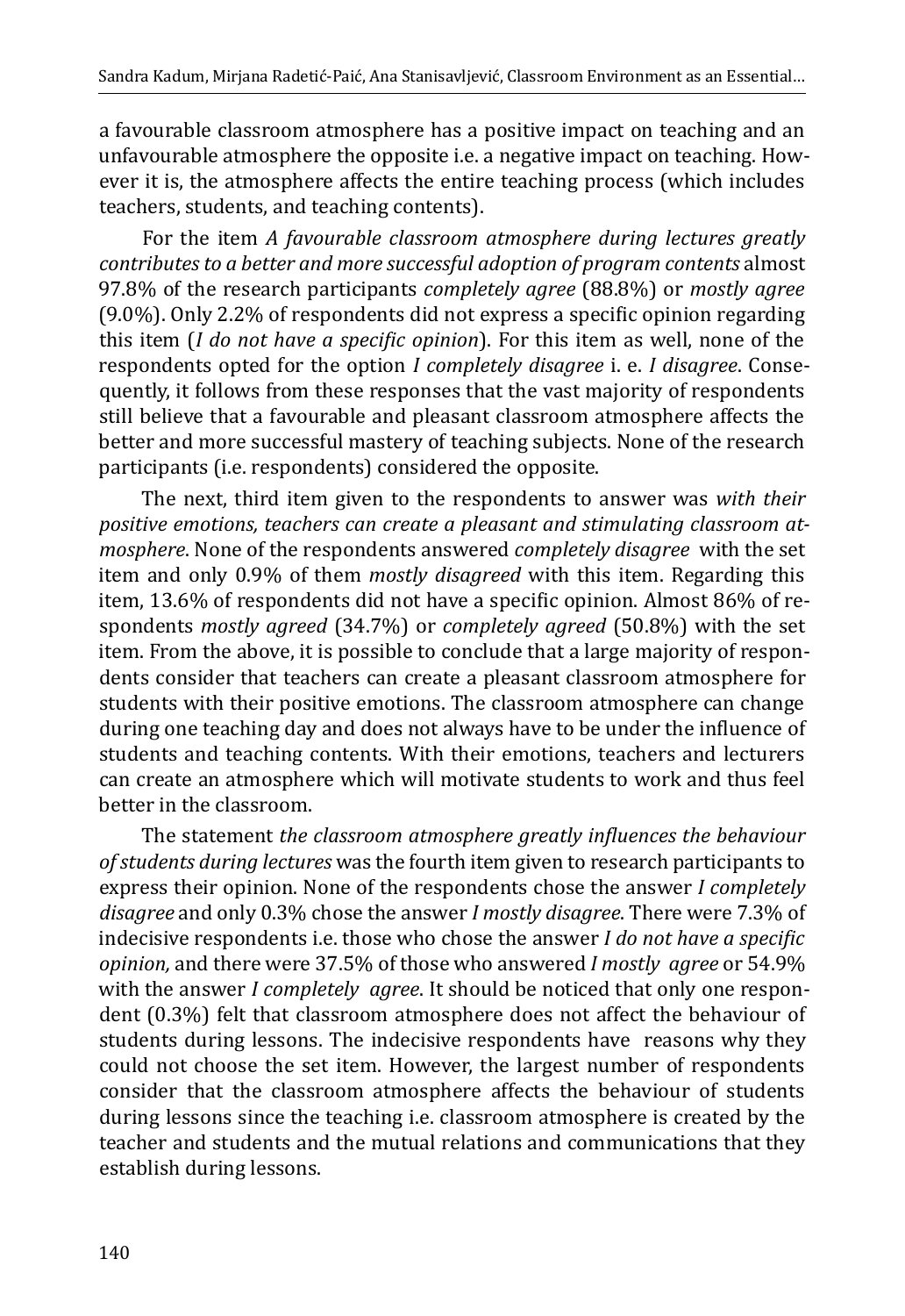a favourable classroom atmosphere has a positive impact on teaching and an unfavourable atmosphere the opposite i.e. a negative impact on teaching. However it is, the atmosphere affects the entire teaching process (which includes teachers, students, and teaching contents).

For the item *A favourable classroom atmosphere during lectures greatly contributes to a better and more successful adoption of program contents* almost 97.8% of the research participants *completely agree* (88.8%) or *mostly agree* (9.0%). Only 2.2% of respondents did not express a specific opinion regarding this item (*I do not have a specific opinion*). For this item as well, none of the respondents opted for the option *I completely disagree* i. e. *I disagree*. Consequently, it follows from these responses that the vast majority of respondents still believe that a favourable and pleasant classroom atmosphere affects the better and more successful mastery of teaching subjects. None of the research participants (i.e. respondents) considered the opposite.

The next, third item given to the respondents to answer was *with their positive emotions, teachers can create a pleasant and stimulating classroom atmosphere*. None of the respondents answered *completely disagree* with the set item and only 0.9% of them *mostly disagreed* with this item. Regarding this item, 13.6% of respondents did not have a specific opinion. Almost 86% of respondents *mostly agreed* (34.7%) or *completely agreed* (50.8%) with the set item. From the above, it is possible to conclude that a large majority of respondents consider that teachers can create a pleasant classroom atmosphere for students with their positive emotions. The classroom atmosphere can change during one teaching day and does not always have to be under the influence of students and teaching contents. With their emotions, teachers and lecturers can create an atmosphere which will motivate students to work and thus feel better in the classroom.

The statement *the classroom atmosphere greatly influences the behaviour of students during lectures* was the fourth item given to research participants to express their opinion. None of the respondents chose the answer *I completely disagree* and only 0.3% chose the answer *I mostly disagree*. There were 7.3% of indecisive respondents i.e. those who chose the answer *I do not have a specific opinion,* and there were 37.5% of those who answered *I mostly agree* or 54.9% with the answer *I completely agree*. It should be noticed that only one respondent (0.3%) felt that classroom atmosphere does not affect the behaviour of students during lessons. The indecisive respondents have reasons why they could not choose the set item. However, the largest number of respondents consider that the classroom atmosphere affects the behaviour of students during lessons since the teaching i.e. classroom atmosphere is created by the teacher and students and the mutual relations and communications that they establish during lessons.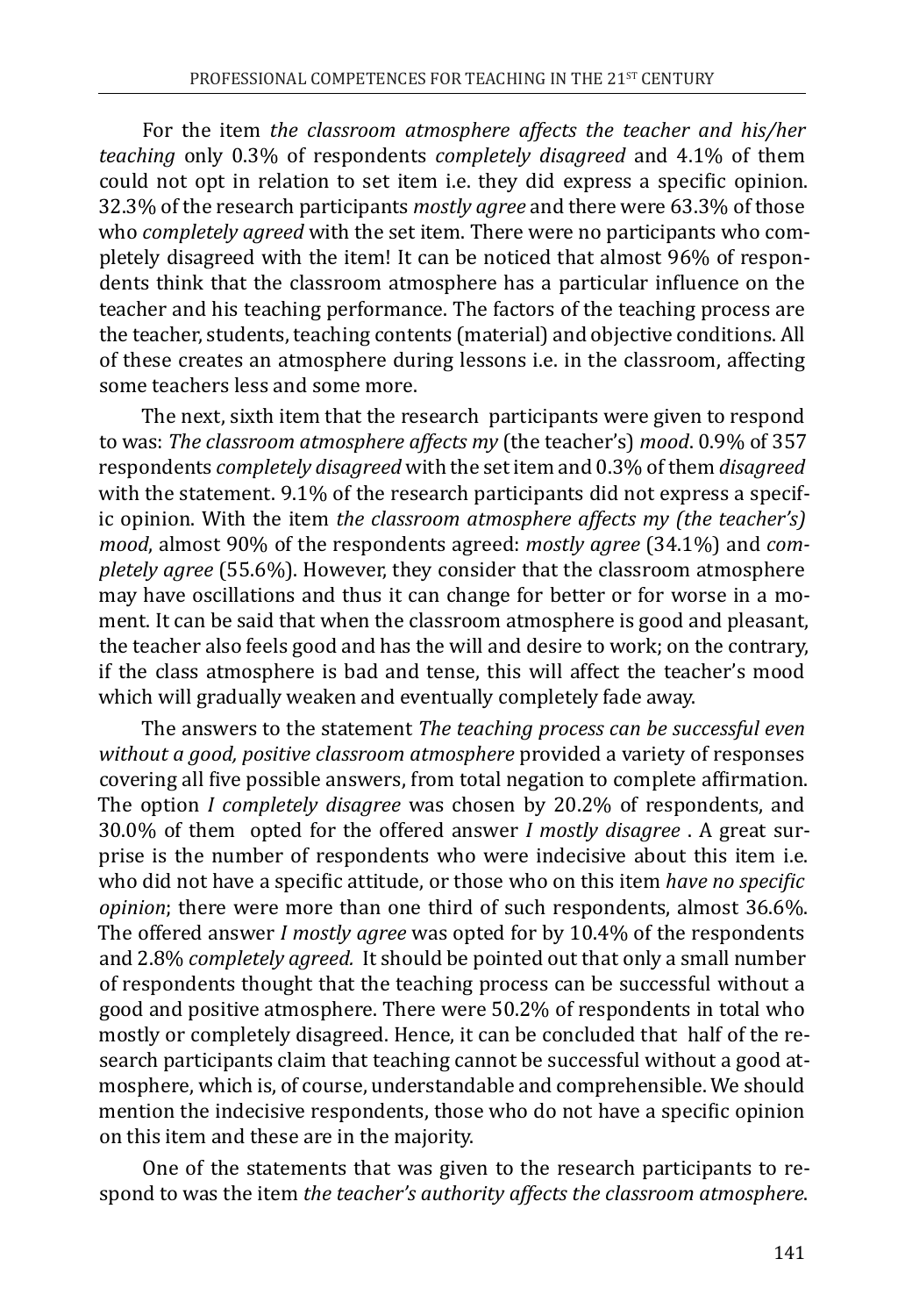For the item *the classroom atmosphere affects the teacher and his/her teaching* only 0.3% of respondents *completely disagreed* and 4.1% of them could not opt in relation to set item i.e. they did express a specific opinion. 32.3% of the research participants *mostly agree* and there were 63.3% of those who *completely agreed* with the set item. There were no participants who completely disagreed with the item! It can be noticed that almost 96% of respondents think that the classroom atmosphere has a particular influence on the teacher and his teaching performance. The factors of the teaching process are the teacher, students, teaching contents (material) and objective conditions. All of these creates an atmosphere during lessons i.e. in the classroom, affecting some teachers less and some more.

The next, sixth item that the research participants were given to respond to was: *The classroom atmosphere affects my* (the teacher's) *mood*. 0.9% of 357 respondents *completely disagreed* with the set item and 0.3% of them *disagreed* with the statement. 9.1% of the research participants did not express a specific opinion. With the item *the classroom atmosphere affects my (the teacher's) mood*, almost 90% of the respondents agreed: *mostly agree* (34.1%) and *completely agree* (55.6%). However, they consider that the classroom atmosphere may have oscillations and thus it can change for better or for worse in a moment. It can be said that when the classroom atmosphere is good and pleasant, the teacher also feels good and has the will and desire to work; on the contrary, if the class atmosphere is bad and tense, this will affect the teacher's mood which will gradually weaken and eventually completely fade away.

The answers to the statement *The teaching process can be successful even without a good, positive classroom atmosphere* provided a variety of responses covering all five possible answers, from total negation to complete affirmation. The option *I completely disagree* was chosen by 20.2% of respondents, and 30.0% of them opted for the offered answer *I mostly disagree* . A great surprise is the number of respondents who were indecisive about this item i.e. who did not have a specific attitude, or those who on this item *have no specific opinion*; there were more than one third of such respondents, almost 36.6%. The offered answer *I mostly agree* was opted for by 10.4% of the respondents and 2.8% *completely agreed.* It should be pointed out that only a small number of respondents thought that the teaching process can be successful without a good and positive atmosphere. There were 50.2% of respondents in total who mostly or completely disagreed. Hence, it can be concluded that half of the research participants claim that teaching cannot be successful without a good atmosphere, which is, of course, understandable and comprehensible. We should mention the indecisive respondents, those who do not have a specific opinion on this item and these are in the majority.

One of the statements that was given to the research participants to respond to was the item *the teacher's authority affects the classroom atmosphere*.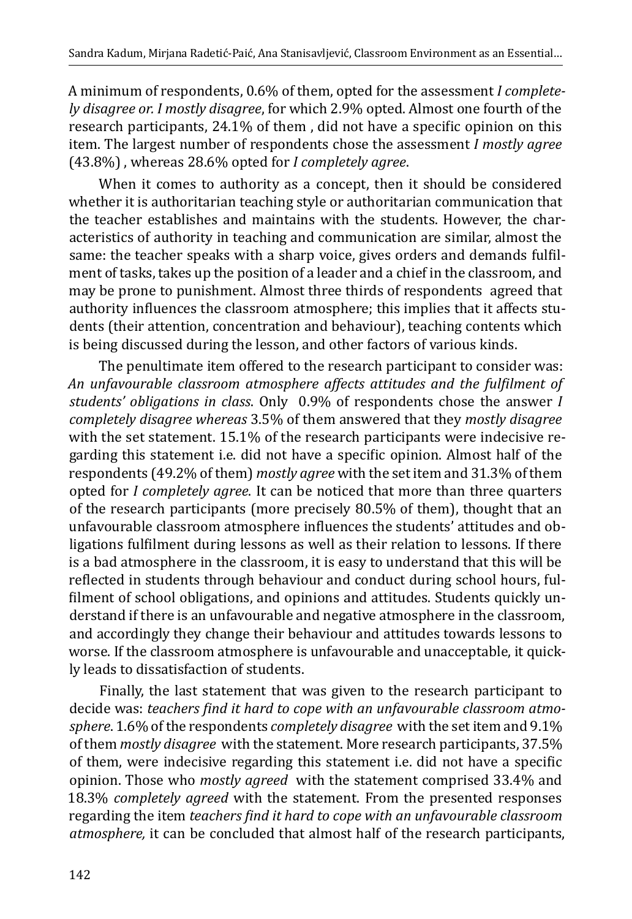A minimum of respondents, 0.6% of them, opted for the assessment *I completely disagree or. I mostly disagree*, for which 2.9% opted. Almost one fourth of the research participants, 24.1% of them , did not have a specific opinion on this item. The largest number of respondents chose the assessment *I mostly agree* (43.8%) , whereas 28.6% opted for *I completely agree*.

When it comes to authority as a concept, then it should be considered whether it is authoritarian teaching style or authoritarian communication that the teacher establishes and maintains with the students. However, the characteristics of authority in teaching and communication are similar, almost the same: the teacher speaks with a sharp voice, gives orders and demands fulfilment of tasks, takes up the position of a leader and a chief in the classroom, and may be prone to punishment. Almost three thirds of respondents agreed that authority influences the classroom atmosphere; this implies that it affects students (their attention, concentration and behaviour), teaching contents which is being discussed during the lesson, and other factors of various kinds.

The penultimate item offered to the research participant to consider was: *An unfavourable classroom atmosphere affects attitudes and the fulfilment of students' obligations in class*. Only 0.9% of respondents chose the answer *I completely disagree whereas* 3.5% of them answered that they *mostly disagree* with the set statement. 15.1% of the research participants were indecisive regarding this statement i.e. did not have a specific opinion. Almost half of the respondents (49.2% of them) *mostly agree* with the set item and 31.3% of them opted for *I completely agree*. It can be noticed that more than three quarters of the research participants (more precisely 80.5% of them), thought that an unfavourable classroom atmosphere influences the students' attitudes and obligations fulfilment during lessons as well as their relation to lessons. If there is a bad atmosphere in the classroom, it is easy to understand that this will be reflected in students through behaviour and conduct during school hours, fulfilment of school obligations, and opinions and attitudes. Students quickly understand if there is an unfavourable and negative atmosphere in the classroom, and accordingly they change their behaviour and attitudes towards lessons to worse. If the classroom atmosphere is unfavourable and unacceptable, it quickly leads to dissatisfaction of students.

Finally, the last statement that was given to the research participant to decide was: *teachers find it hard to cope with an unfavourable classroom atmosphere*. 1.6% of the respondents *completely disagree* with the set item and 9.1% of them *mostly disagree* with the statement. More research participants, 37.5% of them, were indecisive regarding this statement i.e. did not have a specific opinion. Those who *mostly agreed* with the statement comprised 33.4% and 18.3% *completely agreed* with the statement. From the presented responses regarding the item *teachers find it hard to cope with an unfavourable classroom atmosphere,* it can be concluded that almost half of the research participants,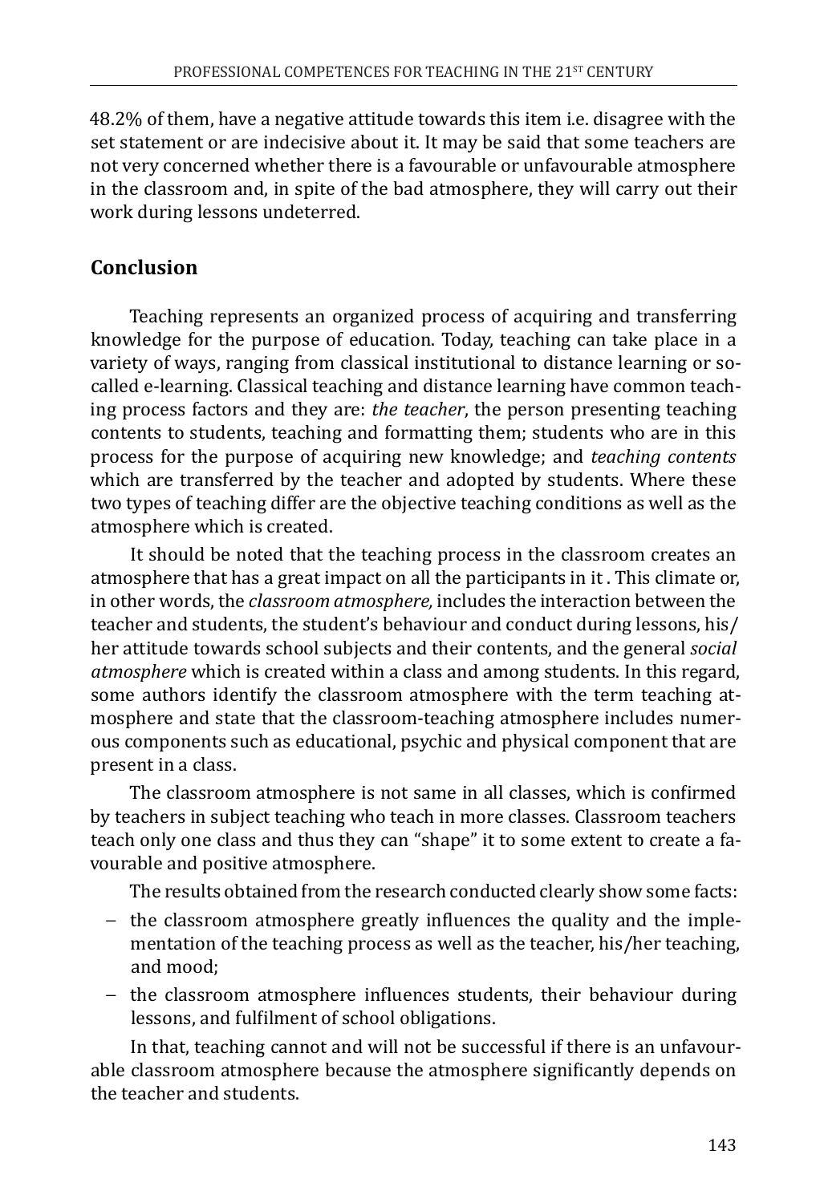48.2% of them, have a negative attitude towards this item i.e. disagree with the set statement or are indecisive about it. It may be said that some teachers are not very concerned whether there is a favourable or unfavourable atmosphere in the classroom and, in spite of the bad atmosphere, they will carry out their work during lessons undeterred.

## Conclusion

Teaching represents an organized process of acquiring and transferring knowledge for the purpose of education. Today, teaching can take place in a variety of ways, ranging from classical institutional to distance learning or so-called e-learning. Classical teaching and distance learning have common teaching process factors and they are: *the teacher*, the person presenting teaching contents to students, teaching and formatting them; students who are in this process for the purpose of acquiring new knowledge; and *teaching contents* which are transferred by the teacher and adopted by students. Where these two types of teaching differ are the objective teaching conditions as well as the atmosphere which is created.

It should be noted that the teaching process in the classroom creates an atmosphere that has a great impact on all the participants in it . This climate or, in other words, the *classroom atmosphere,* includes the interaction between the teacher and students, the student's behaviour and conduct during lessons, his/her attitude towards school subjects and their contents, and the general *social atmosphere* which is created within a class and among students. In this regard, some authors identify the classroom atmosphere with the term teaching atmosphere and state that the classroom-teaching atmosphere includes numerous components such as educational, psychic and physical component that are present in a class.

The classroom atmosphere is not same in all classes, which is confirmed by teachers in subject teaching who teach in more classes. Classroom teachers teach only one class and thus they can "shape" it to some extent to create a favourable and positive atmosphere.

The results obtained from the research conducted clearly show some facts:

- the classroom atmosphere greatly influences the quality and the implementation of the teaching process as well as the teacher, his/her teaching, and mood;
- the classroom atmosphere influences students, their behaviour during lessons, and fulfilment of school obligations.

In that, teaching cannot and will not be successful if there is an unfavourable classroom atmosphere because the atmosphere significantly depends on the teacher and students.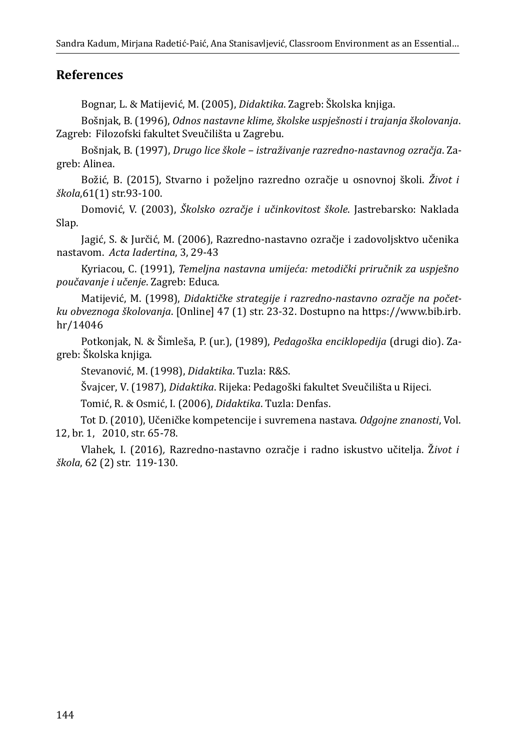## References

Bognar, L. & Matijević, M. (2005), *Didaktika*. Zagreb: Školska knjiga.

Bošnjak, B. (1996), *Odnos nastavne klime, školske uspješnosti i trajanja školovanja*. Zagreb: Filozofski fakultet Sveučilišta u Zagrebu.

Bošnjak, B. (1997), *Drugo lice škole – istraživanje razredno-nastavnog ozračja*. Zagreb: Alinea.

Božić, B. (2015), Stvarno i poželjno razredno ozračje u osnovnoj školi. *Život i škola*,61(1) str.93-100.

Domović, V. (2003), *Školsko ozračje i učinkovitost škole*. Jastrebarsko: Naklada Slap.

Jagić, S. & Jurčić, M. (2006), Razredno-nastavno ozračje i zadovoljsktvo učenika nastavom. *Acta Iadertina*, 3, 29-43

Kyriacou, C. (1991), *Temeljna nastavna umijeća: metodički priručnik za uspješno poučavanje i učenje*. Zagreb: Educa.

Matijević, M. (1998), *Didaktičke strategije i razredno-nastavno ozračje na početku obveznoga školovanja*. [Online] 47 (1) str. 23-32. Dostupno na https://www.bib.irb.hr/14046

Potkonjak, N. & Šimleša, P. (ur.), (1989), *Pedagoška enciklopedija* (drugi dio). Zagreb: Školska knjiga.

Stevanović, M. (1998), *Didaktika*. Tuzla: R&S.

Švajcer, V. (1987), *Didaktika*. Rijeka: Pedagoški fakultet Sveučilišta u Rijeci.

Tomić, R. & Osmić, I. (2006), *Didaktika*. Tuzla: Denfas.

Tot D. (2010), Učeničke kompetencije i suvremena nastava. *Odgojne znanosti*, Vol. 12, br. 1, 2010, str. 65-78.

Vlahek, I. (2016), Razredno-nastavno ozračje i radno iskustvo učitelja. *Život i škola*, 62 (2) str. 119-130.